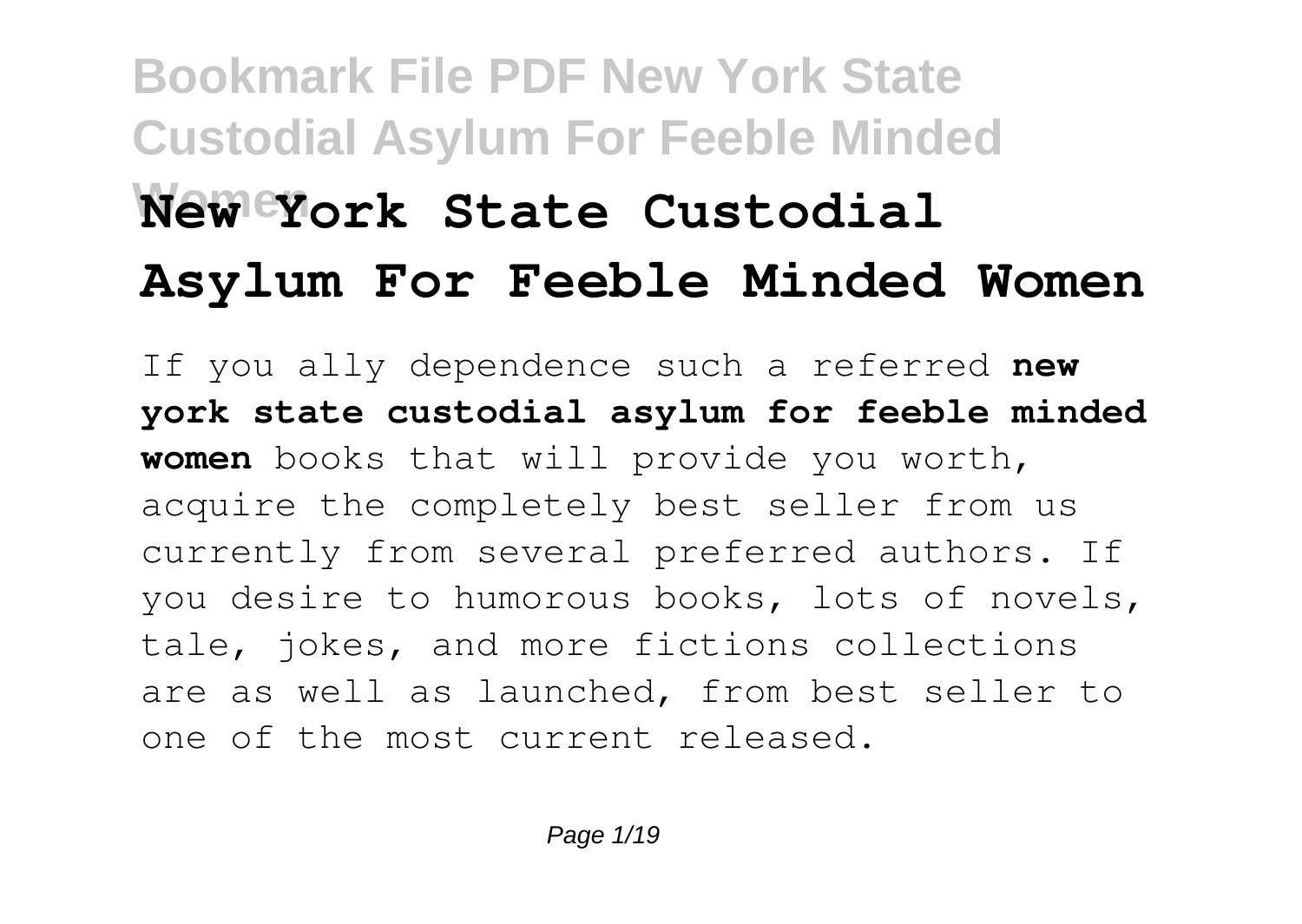# New York State Custodial Asylum For Feeble Minded Women

If you ally dependence such a referred **new york state custodial asylum for feeble minded women** books that will provide you worth, acquire the completely best seller from us currently from several preferred authors. If you desire to humorous books, lots of novels, tale, jokes, and more fictions collections are as well as launched, from best seller to one of the most current released.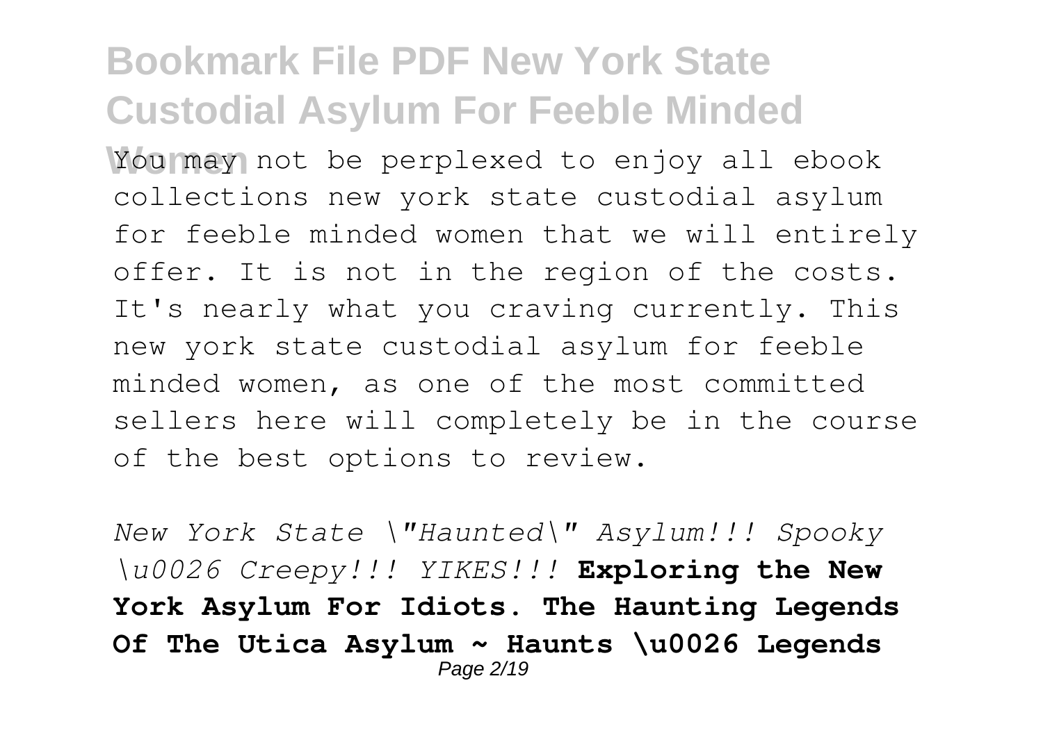You may not be perplexed to enjoy all ebook collections new york state custodial asylum for feeble minded women that we will entirely offer. It is not in the region of the costs. It's nearly what you craving currently. This new york state custodial asylum for feeble minded women, as one of the most committed sellers here will completely be in the course of the best options to review.

*New York State \"Haunted\" Asylum!!! Spooky \u0026 Creepy!!! YIKES!!!* **Exploring the New York Asylum For Idiots. The Haunting Legends Of The Utica Asylum ~ Haunts \u0026 Legends**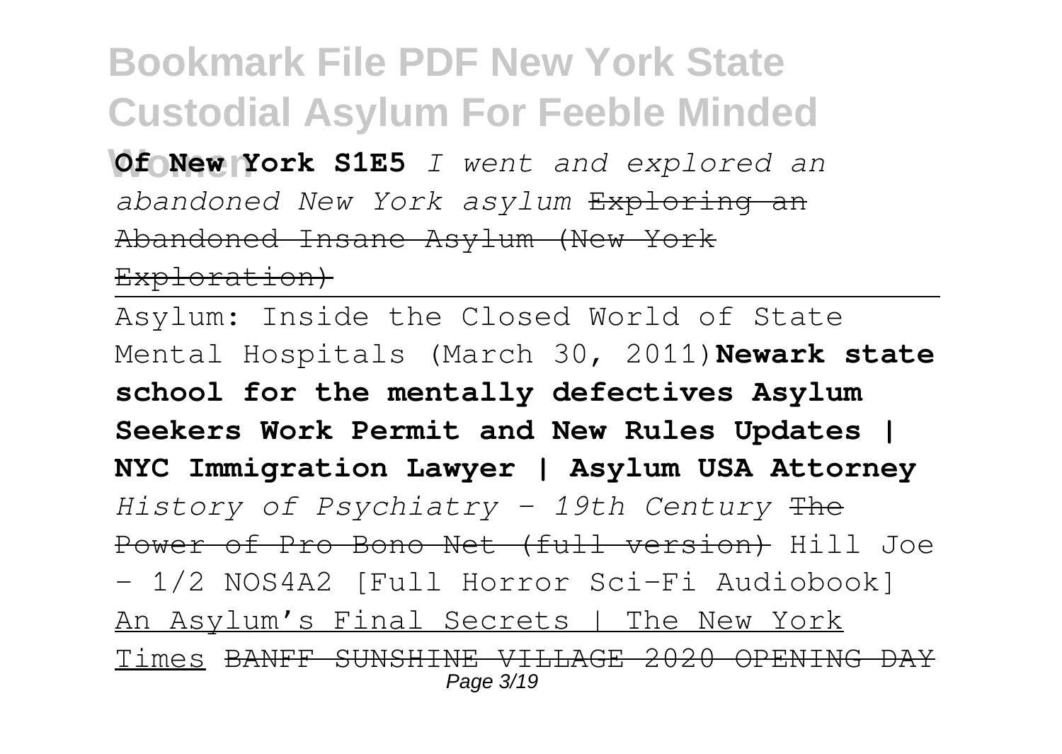**Of New York S1E5** *I went and explored an abandoned New York asylum* ~~Exploring an Abandoned Insane Asylum (New York Exploration)~~

Asylum: Inside the Closed World of State Mental Hospitals (March 30, 2011) **Newark state school for the mentally defectives Asylum Seekers Work Permit and New Rules Updates | NYC Immigration Lawyer | Asylum USA Attorney** *History of Psychiatry - 19th Century* ~~The Power of Pro Bono Net (full version)~~ Hill Joe - 1/2 NOS4A2 [Full Horror Sci-Fi Audiobook] An Asylum's Final Secrets | The New York Times ~~BANFF SUNSHINE VILLAGE 2020 OPENING DAY~~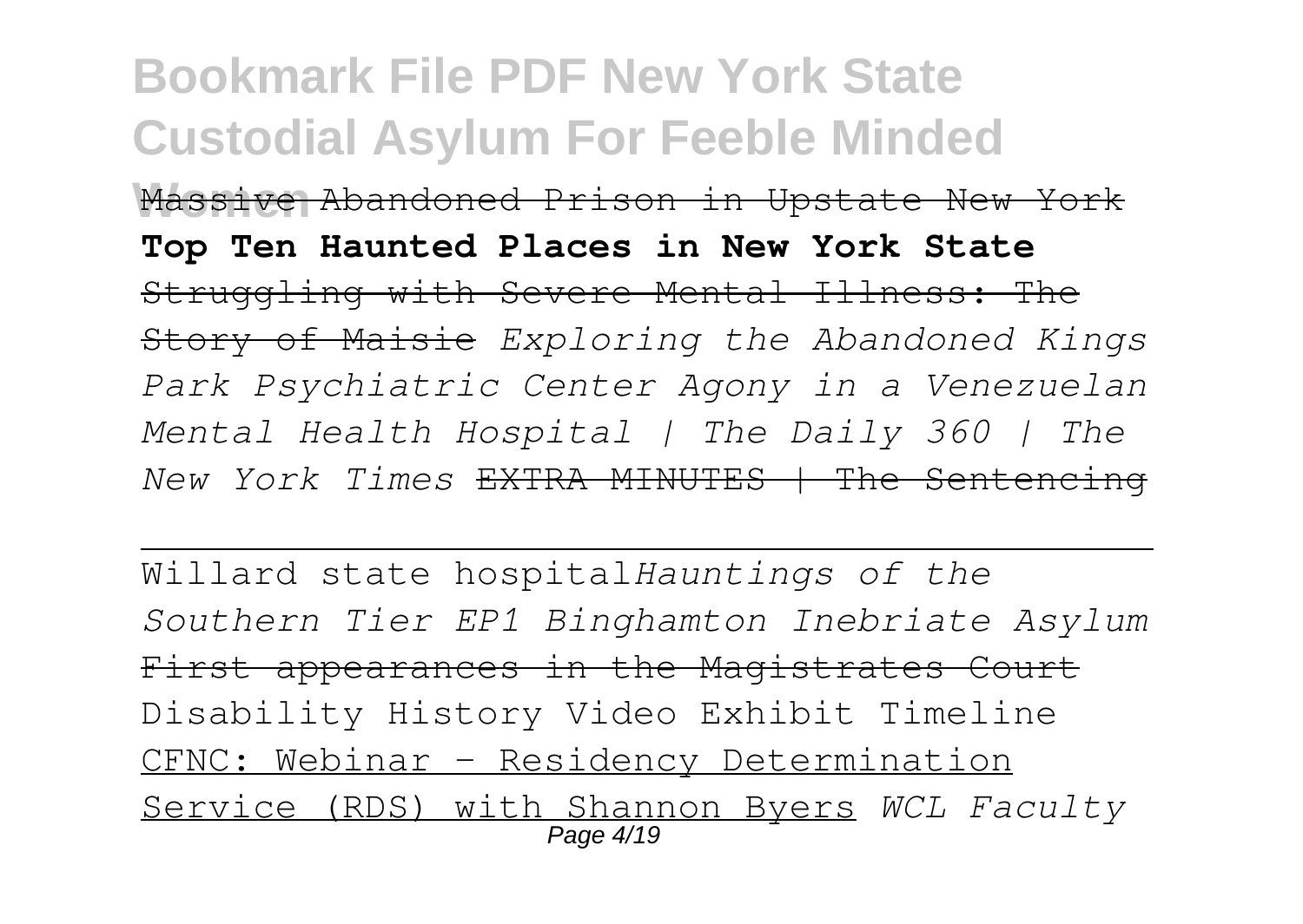Massive Abandoned Prison in Upstate New York **Top Ten Haunted Places in New York State** Struggling with Severe Mental Illness: The Story of Maisie *Exploring the Abandoned Kings Park Psychiatric Center* *Agony in a Venezuelan Mental Health Hospital | The Daily 360 | The New York Times* EXTRA MINUTES | The Sentencing

---

Willard state hospital*Hauntings of the Southern Tier EP1 Binghamton Inebriate Asylum* First appearances in the Magistrates Court Disability History Video Exhibit Timeline CFNC: Webinar - Residency Determination Service (RDS) with Shannon Byers *WCL Faculty*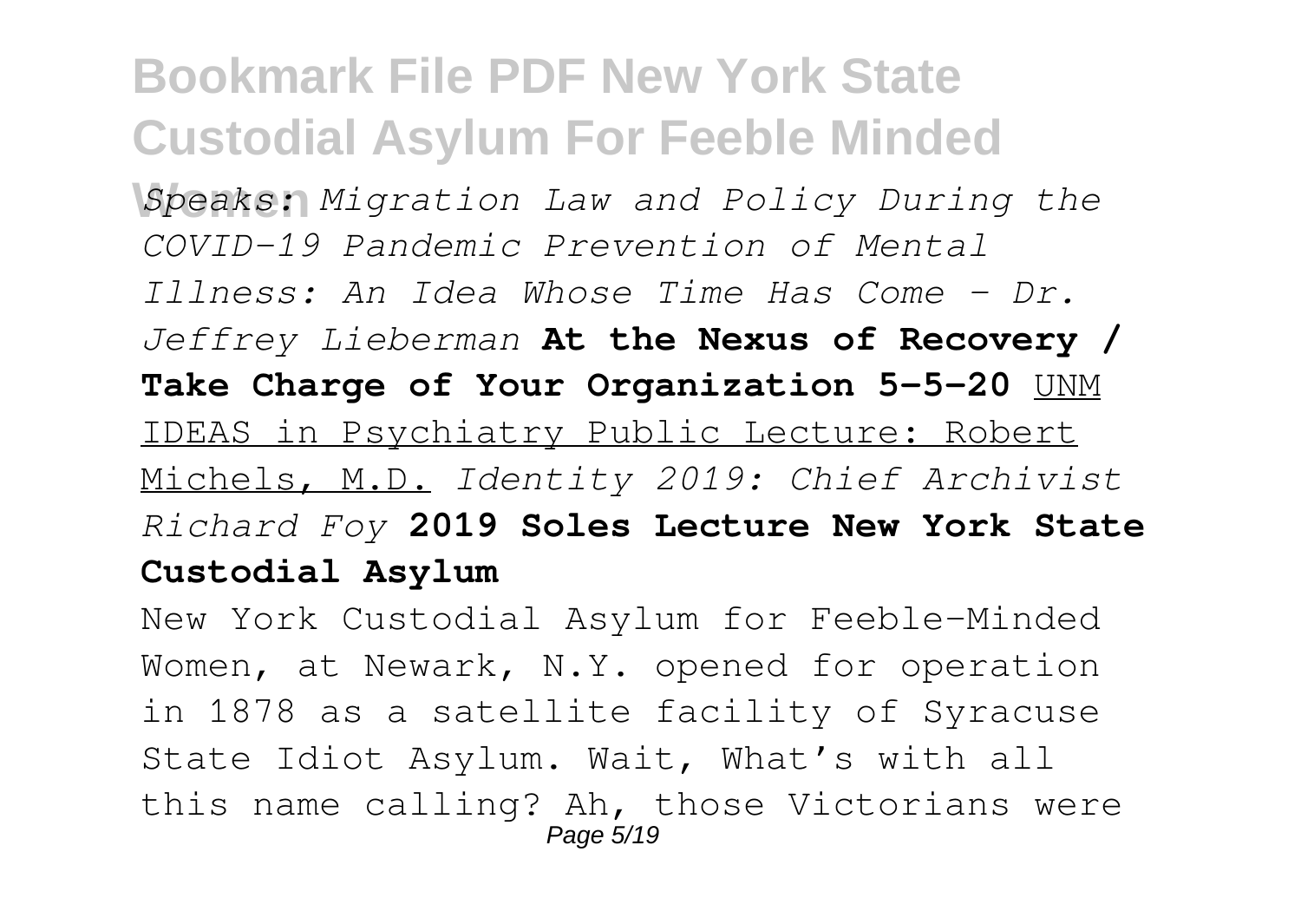*Speaks: Migration Law and Policy During the COVID-19 Pandemic Prevention of Mental Illness: An Idea Whose Time Has Come - Dr. Jeffrey Lieberman* **At the Nexus of Recovery / Take Charge of Your Organization 5-5-20** UNM IDEAS in Psychiatry Public Lecture: Robert Michels, M.D. *Identity 2019: Chief Archivist Richard Foy* **2019 Soles Lecture New York State Custodial Asylum**

New York Custodial Asylum for Feeble-Minded Women, at Newark, N.Y. opened for operation in 1878 as a satellite facility of Syracuse State Idiot Asylum. Wait, What's with all this name calling? Ah, those Victorians were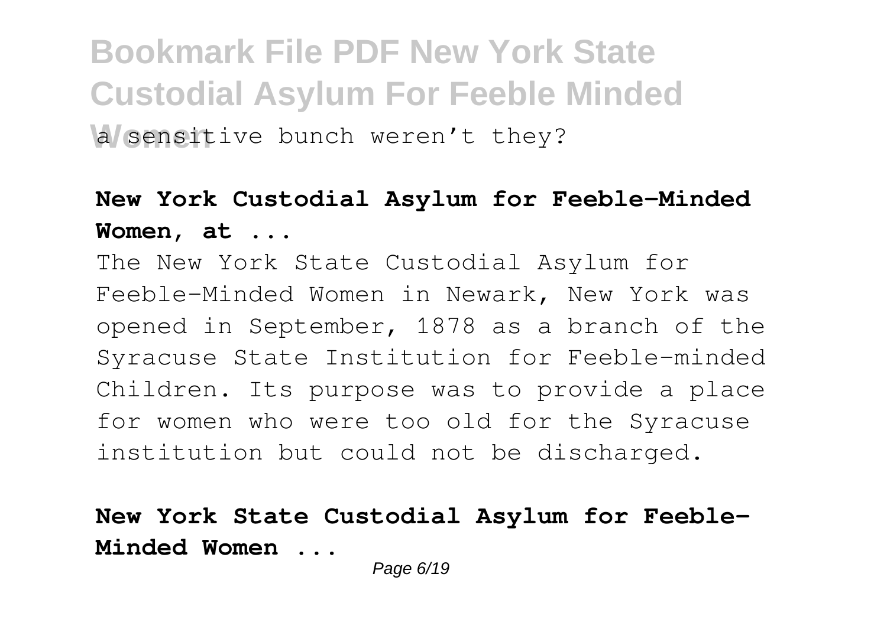a sensitive bunch weren't they?

**New York Custodial Asylum for Feeble-Minded Women, at ...**

The New York State Custodial Asylum for Feeble-Minded Women in Newark, New York was opened in September, 1878 as a branch of the Syracuse State Institution for Feeble-minded Children. Its purpose was to provide a place for women who were too old for the Syracuse institution but could not be discharged.

**New York State Custodial Asylum for Feeble-Minded Women ...**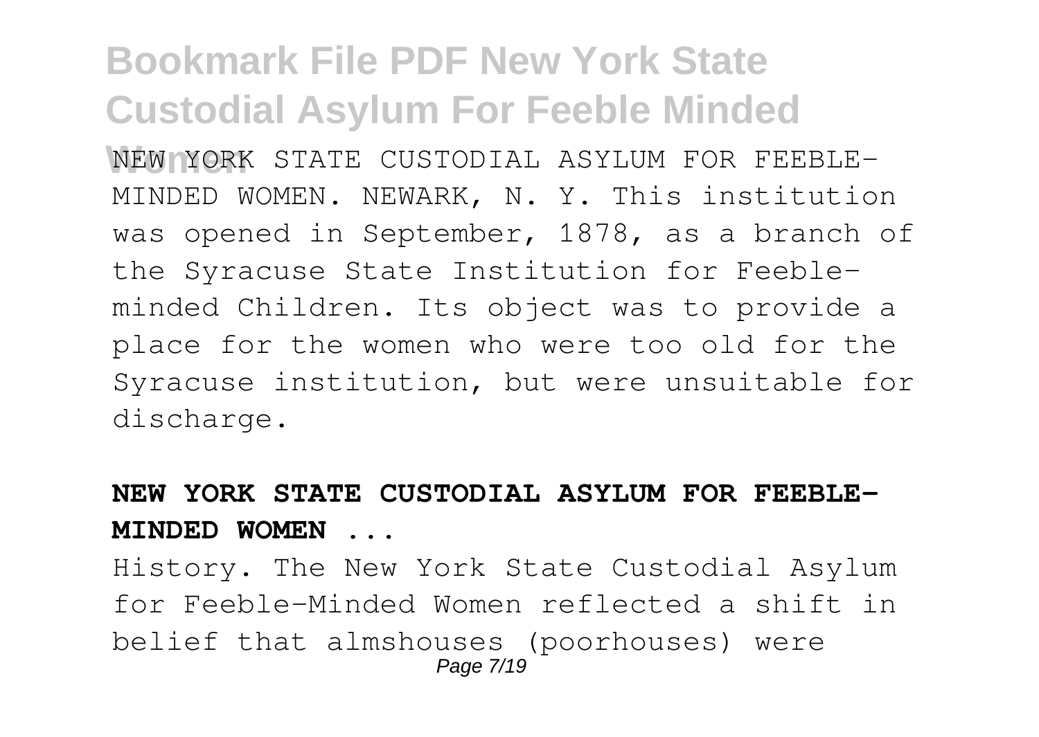NEW YORK STATE CUSTODIAL ASYLUM FOR FEEBLE-MINDED WOMEN. NEWARK, N. Y. This institution was opened in September, 1878, as a branch of the Syracuse State Institution for Feeble-minded Children. Its object was to provide a place for the women who were too old for the Syracuse institution, but were unsuitable for discharge.

**NEW YORK STATE CUSTODIAL ASYLUM FOR FEEBLE-MINDED WOMEN ...**

History. The New York State Custodial Asylum for Feeble-Minded Women reflected a shift in belief that almshouses (poorhouses) were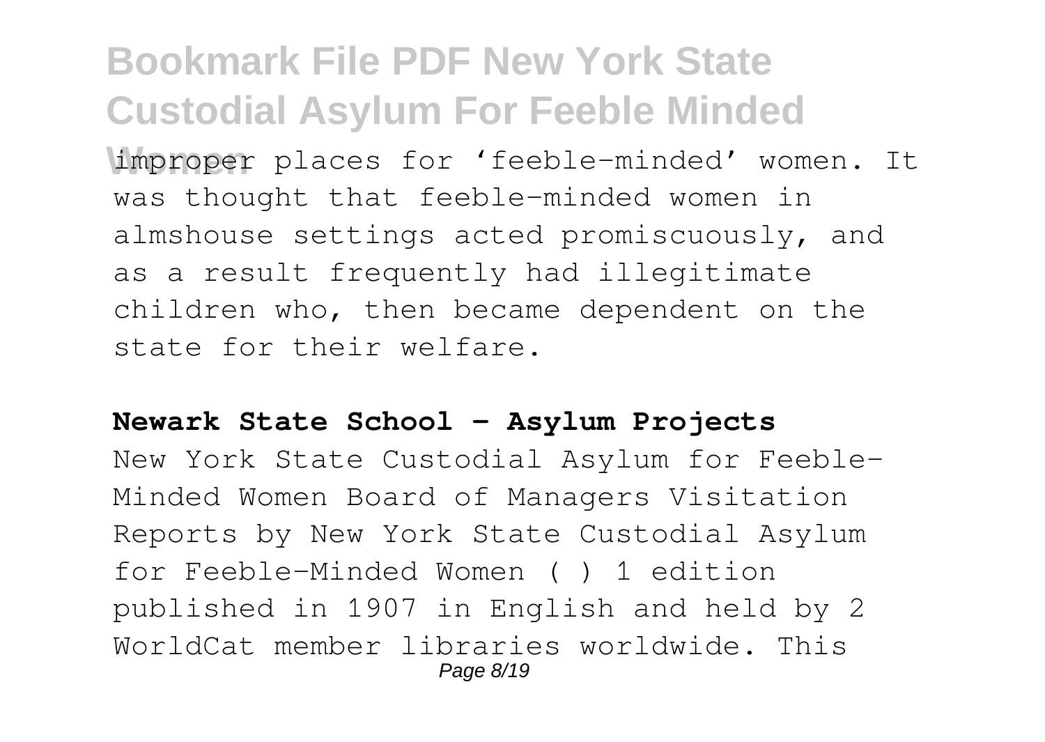improper places for 'feeble-minded' women. It was thought that feeble-minded women in almshouse settings acted promiscuously, and as a result frequently had illegitimate children who, then became dependent on the state for their welfare.

**Newark State School - Asylum Projects**

New York State Custodial Asylum for Feeble-Minded Women Board of Managers Visitation Reports by New York State Custodial Asylum for Feeble-Minded Women ( ) 1 edition published in 1907 in English and held by 2 WorldCat member libraries worldwide. This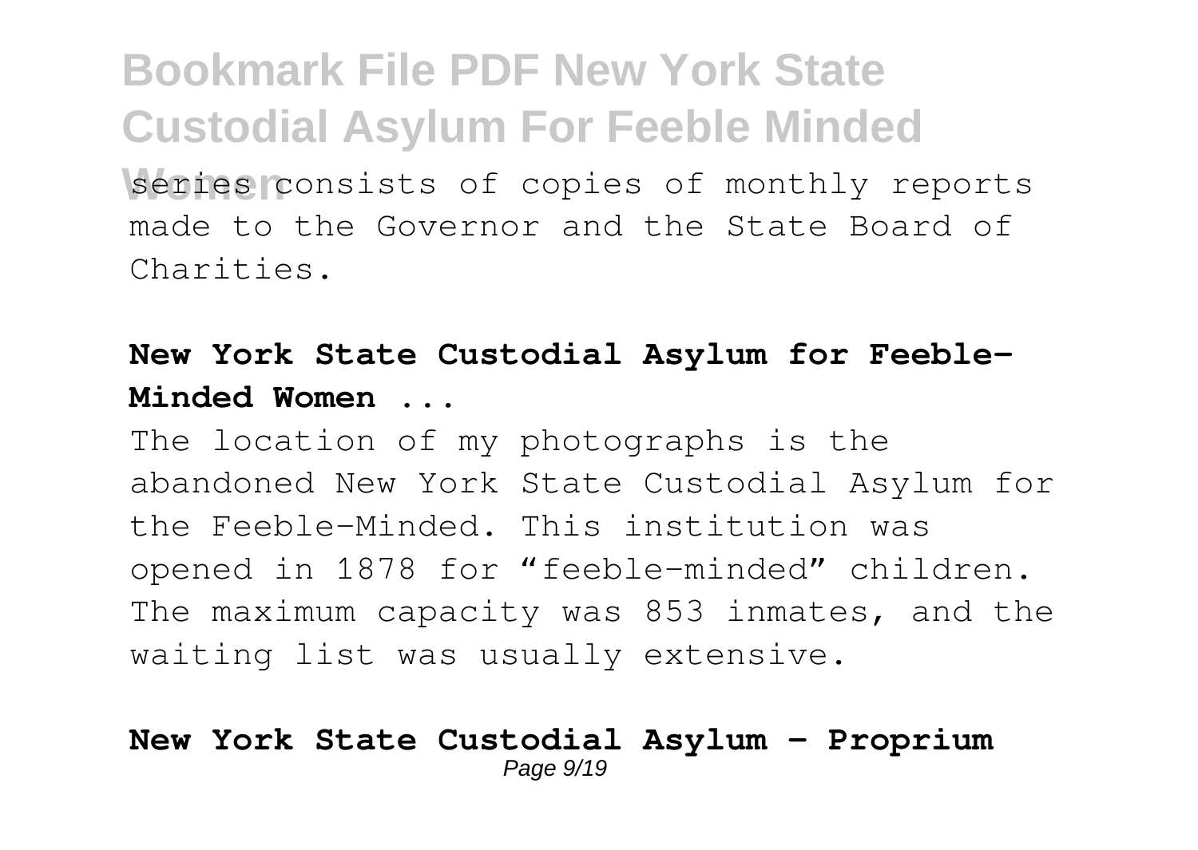series consists of copies of monthly reports made to the Governor and the State Board of Charities.

**New York State Custodial Asylum for Feeble-Minded Women ...**

The location of my photographs is the abandoned New York State Custodial Asylum for the Feeble-Minded. This institution was opened in 1878 for "feeble-minded" children. The maximum capacity was 853 inmates, and the waiting list was usually extensive.

**New York State Custodial Asylum - Proprium**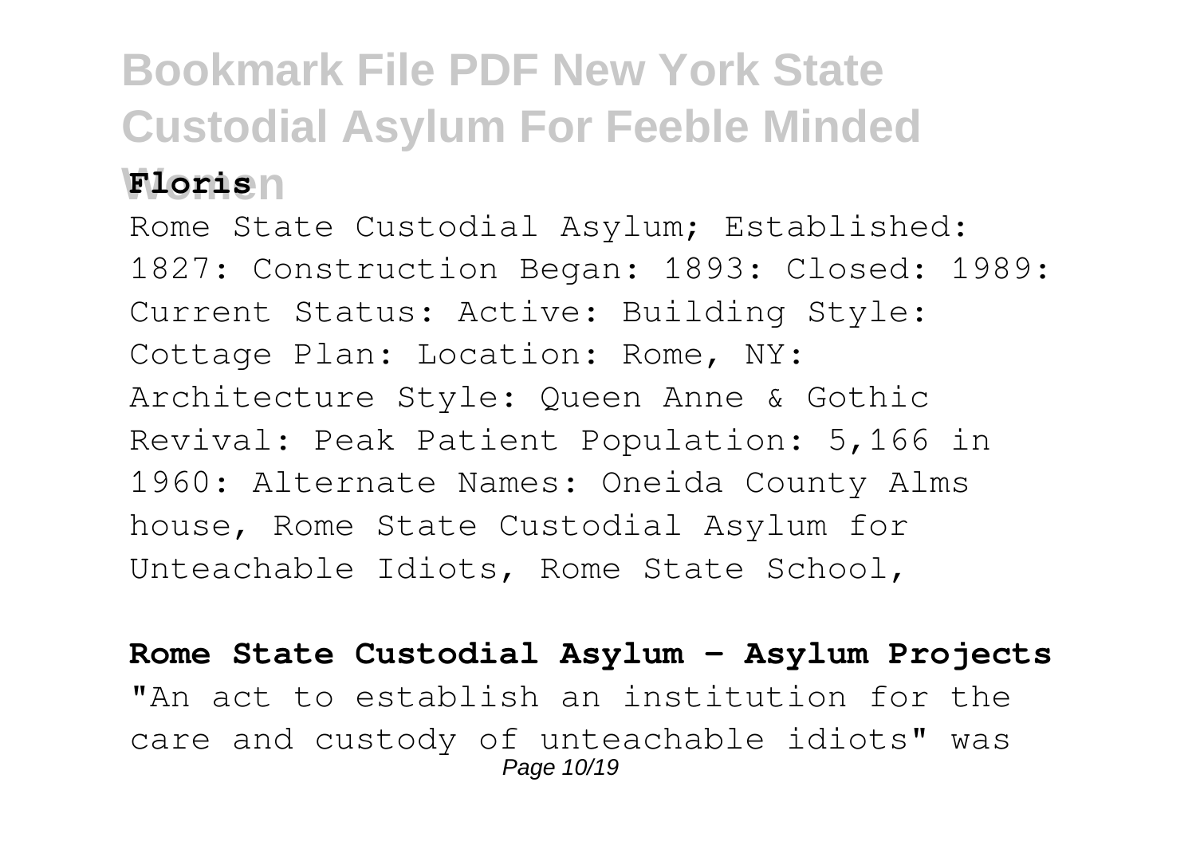**Floris**

Rome State Custodial Asylum; Established: 1827: Construction Began: 1893: Closed: 1989: Current Status: Active: Building Style: Cottage Plan: Location: Rome, NY: Architecture Style: Queen Anne & Gothic Revival: Peak Patient Population: 5,166 in 1960: Alternate Names: Oneida County Alms house, Rome State Custodial Asylum for Unteachable Idiots, Rome State School,

**Rome State Custodial Asylum - Asylum Projects**

"An act to establish an institution for the care and custody of unteachable idiots" was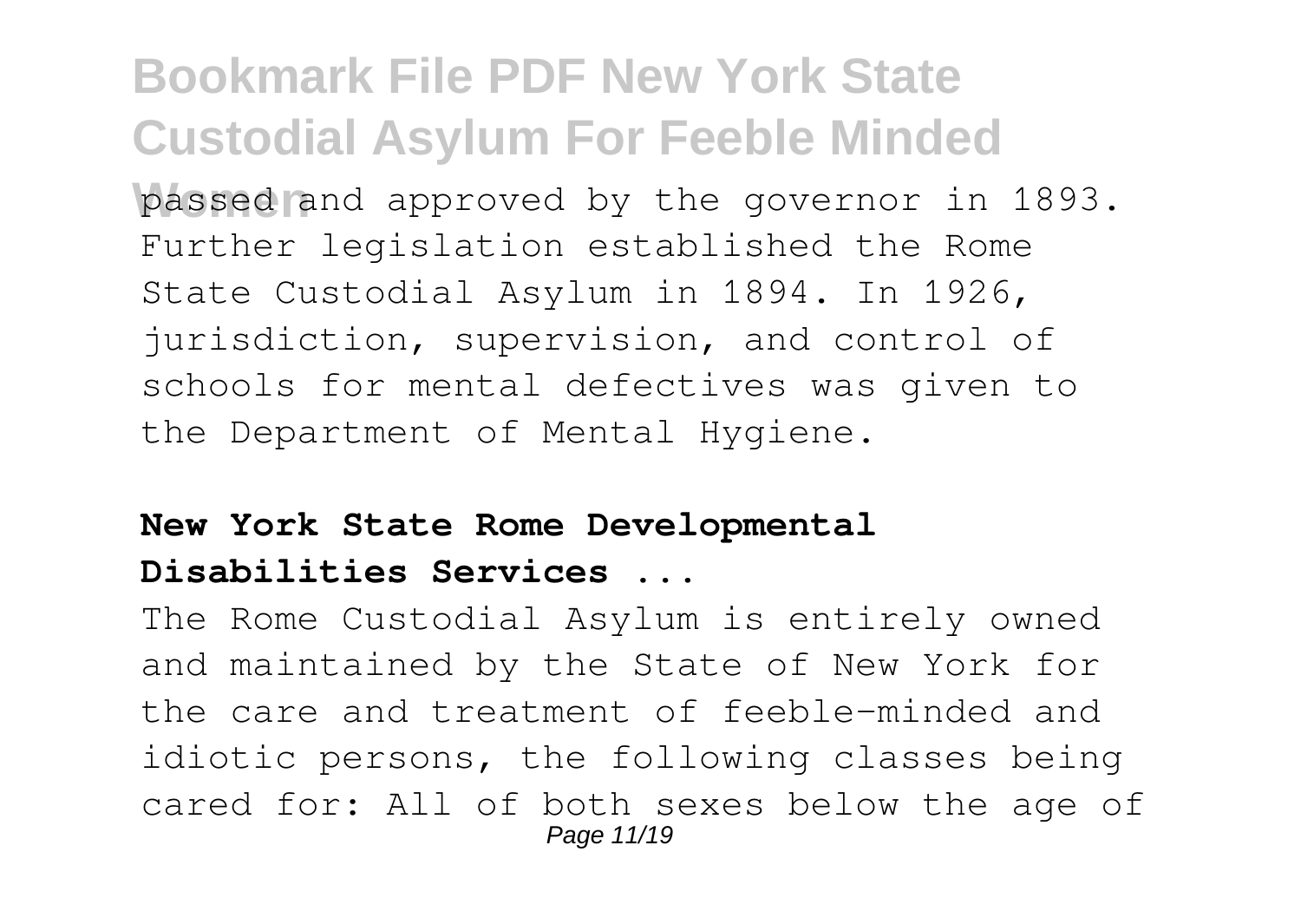passed and approved by the governor in 1893. Further legislation established the Rome State Custodial Asylum in 1894. In 1926, jurisdiction, supervision, and control of schools for mental defectives was given to the Department of Mental Hygiene.

**New York State Rome Developmental Disabilities Services ...**

The Rome Custodial Asylum is entirely owned and maintained by the State of New York for the care and treatment of feeble-minded and idiotic persons, the following classes being cared for: All of both sexes below the age of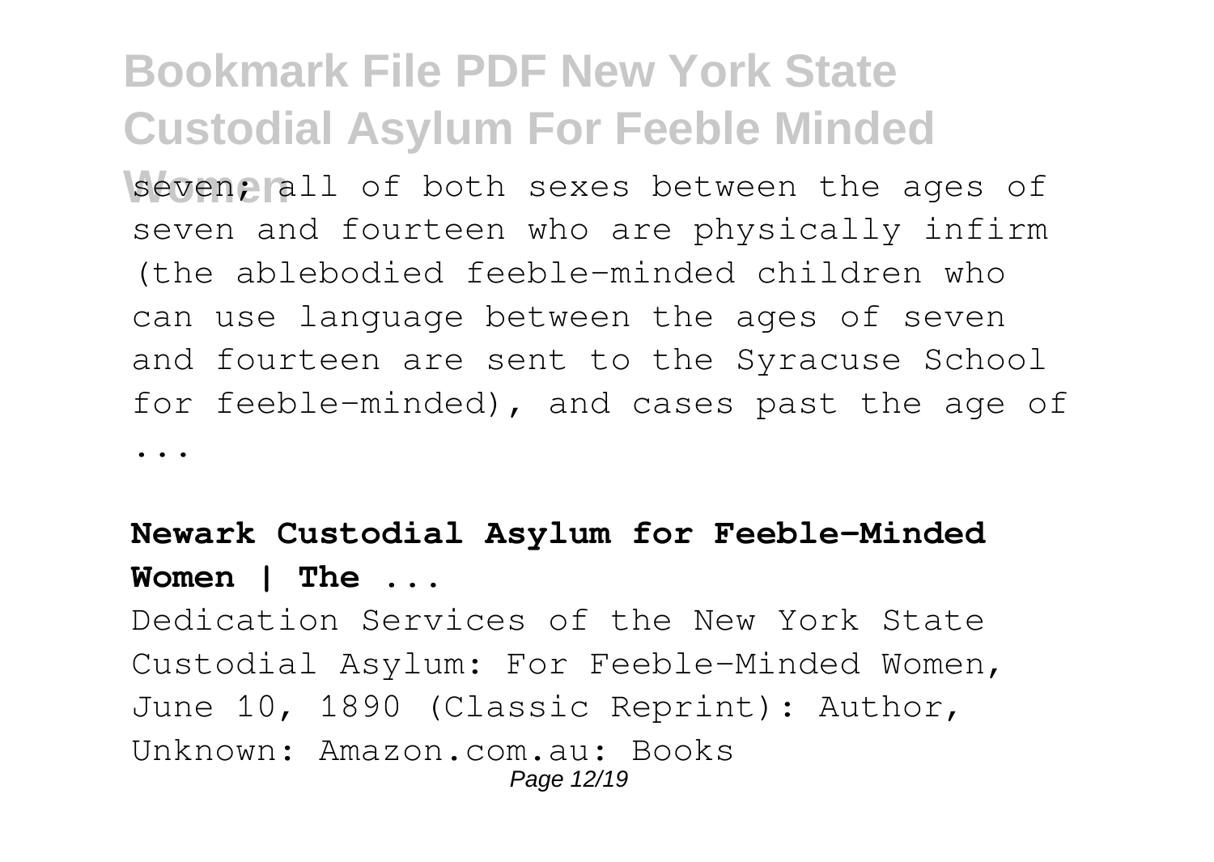seven; all of both sexes between the ages of seven and fourteen who are physically infirm (the ablebodied feeble-minded children who can use language between the ages of seven and fourteen are sent to the Syracuse School for feeble-minded), and cases past the age of ...

**Newark Custodial Asylum for Feeble-Minded Women | The ...**

Dedication Services of the New York State Custodial Asylum: For Feeble-Minded Women, June 10, 1890 (Classic Reprint): Author, Unknown: Amazon.com.au: Books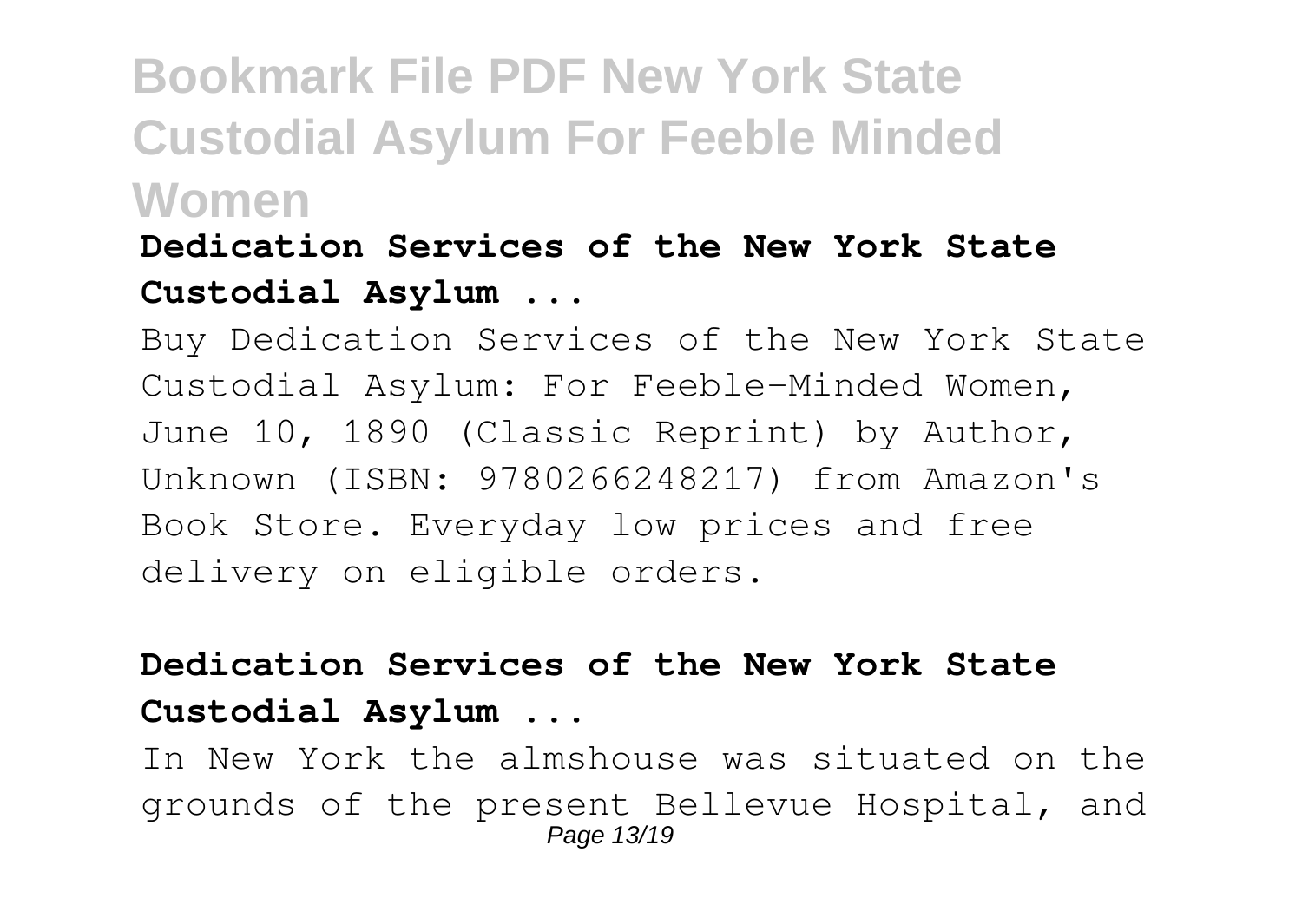**Dedication Services of the New York State Custodial Asylum ...**

Buy Dedication Services of the New York State Custodial Asylum: For Feeble-Minded Women, June 10, 1890 (Classic Reprint) by Author, Unknown (ISBN: 9780266248217) from Amazon's Book Store. Everyday low prices and free delivery on eligible orders.

**Dedication Services of the New York State Custodial Asylum ...**

In New York the almshouse was situated on the grounds of the present Bellevue Hospital, and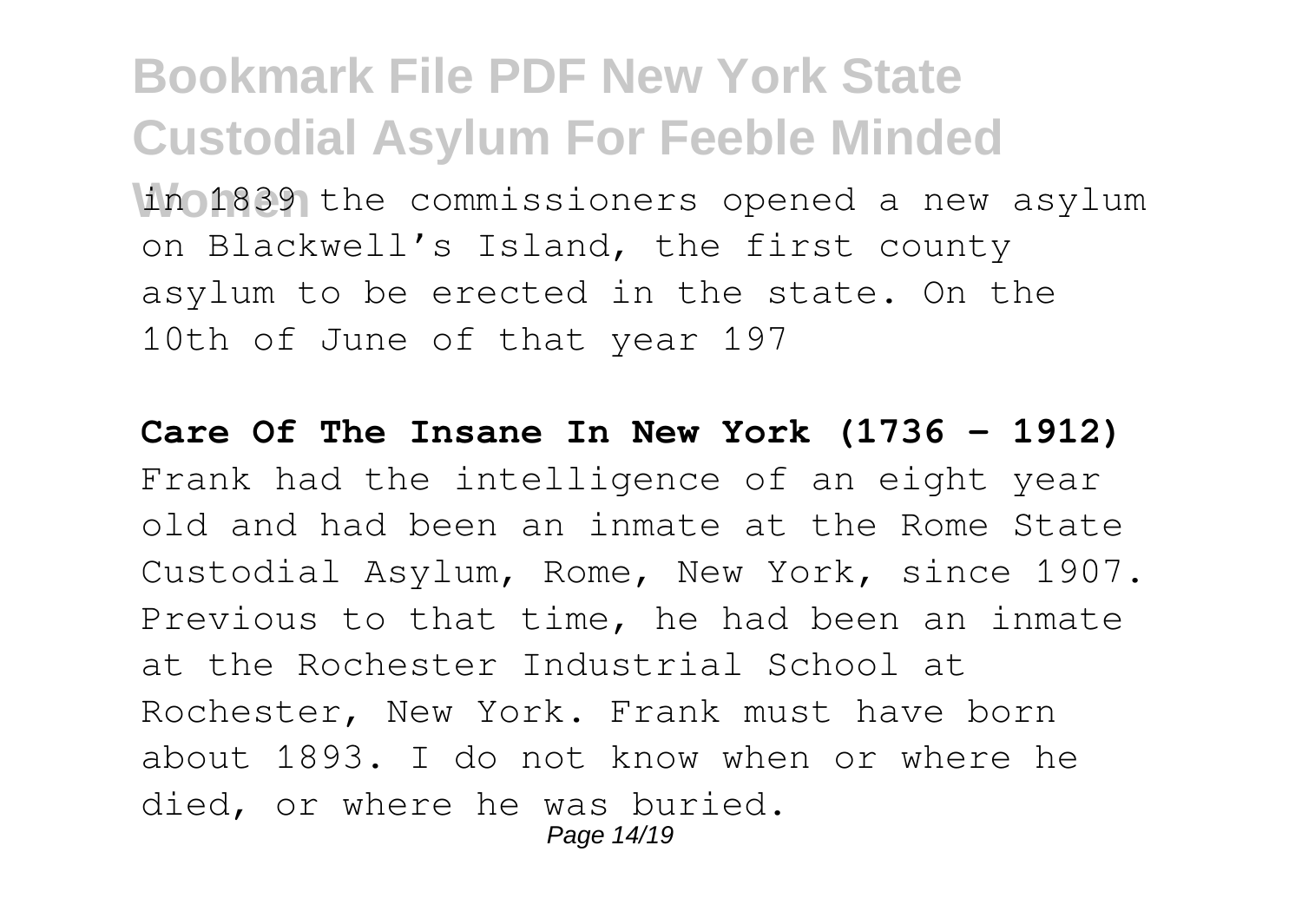in 1839 the commissioners opened a new asylum on Blackwell's Island, the first county asylum to be erected in the state. On the 10th of June of that year 197

**Care Of The Insane In New York (1736 - 1912)**

Frank had the intelligence of an eight year old and had been an inmate at the Rome State Custodial Asylum, Rome, New York, since 1907. Previous to that time, he had been an inmate at the Rochester Industrial School at Rochester, New York. Frank must have born about 1893. I do not know when or where he died, or where he was buried.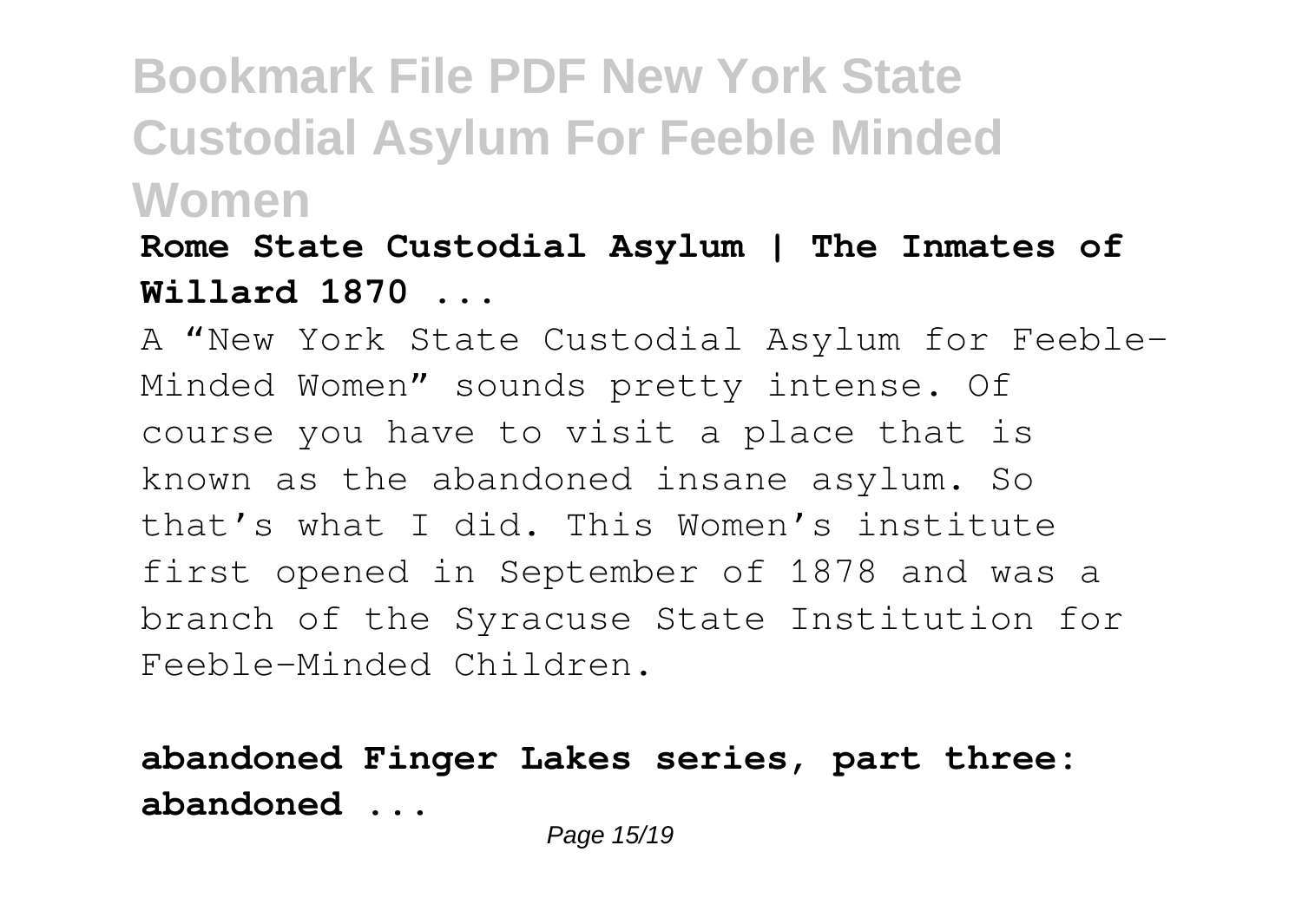**Rome State Custodial Asylum | The Inmates of Willard 1870 ...**

A “New York State Custodial Asylum for Feeble-Minded Women” sounds pretty intense. Of course you have to visit a place that is known as the abandoned insane asylum. So that’s what I did. This Women’s institute first opened in September of 1878 and was a branch of the Syracuse State Institution for Feeble-Minded Children.

**abandoned Finger Lakes series, part three: abandoned ...**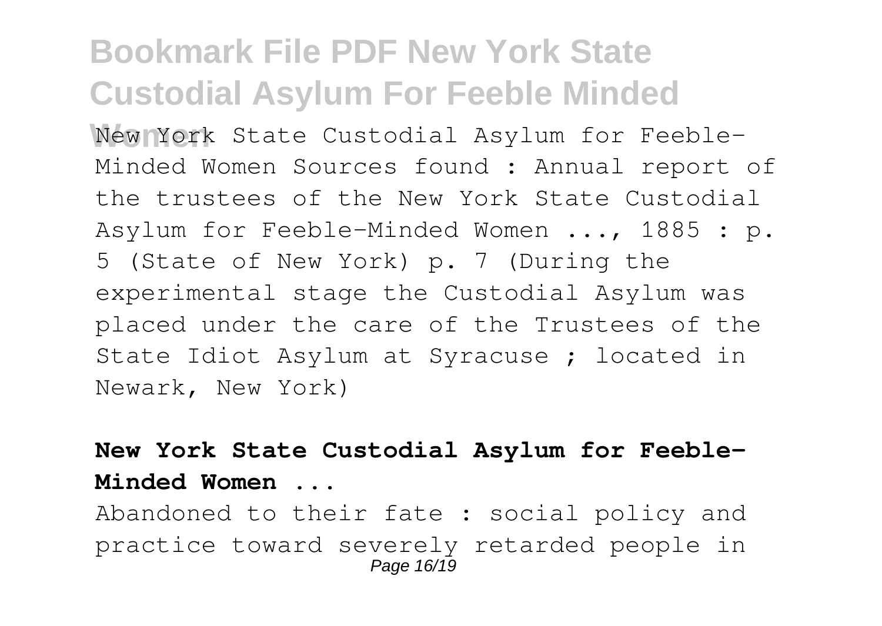New York State Custodial Asylum for Feeble-Minded Women Sources found : Annual report of the trustees of the New York State Custodial Asylum for Feeble-Minded Women ..., 1885 : p. 5 (State of New York) p. 7 (During the experimental stage the Custodial Asylum was placed under the care of the Trustees of the State Idiot Asylum at Syracuse ; located in Newark, New York)

**New York State Custodial Asylum for Feeble-Minded Women ...**

Abandoned to their fate : social policy and practice toward severely retarded people in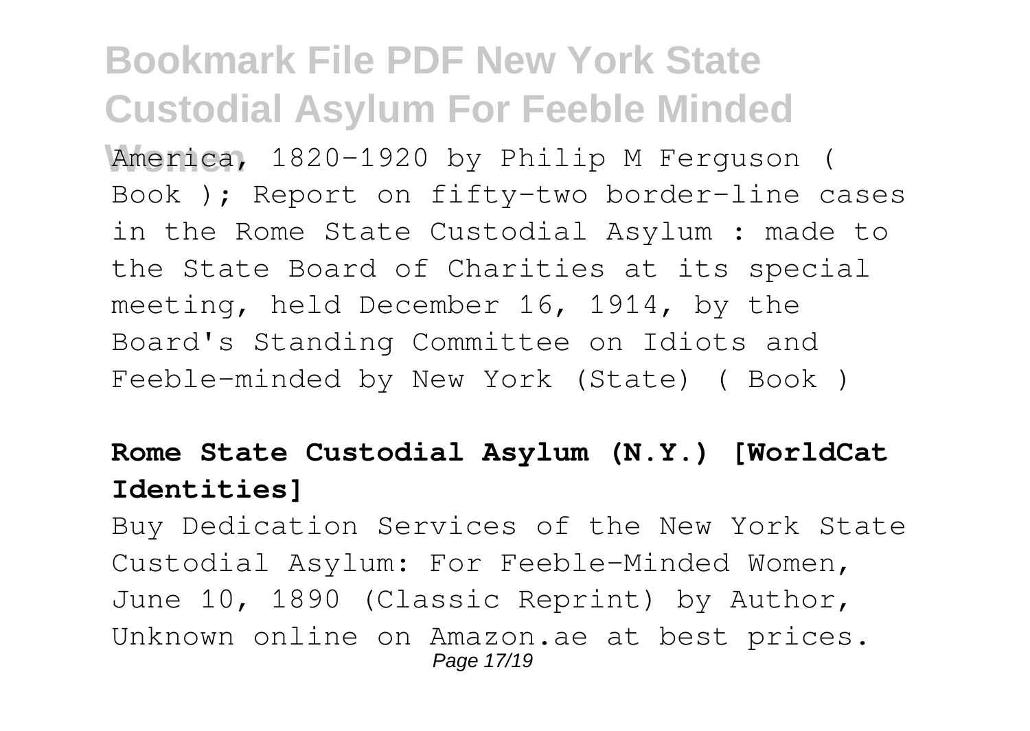America, 1820-1920 by Philip M Ferguson ( Book ); Report on fifty-two border-line cases in the Rome State Custodial Asylum : made to the State Board of Charities at its special meeting, held December 16, 1914, by the Board's Standing Committee on Idiots and Feeble-minded by New York (State) ( Book )

**Rome State Custodial Asylum (N.Y.) [WorldCat Identities]**

Buy Dedication Services of the New York State Custodial Asylum: For Feeble-Minded Women, June 10, 1890 (Classic Reprint) by Author, Unknown online on Amazon.ae at best prices.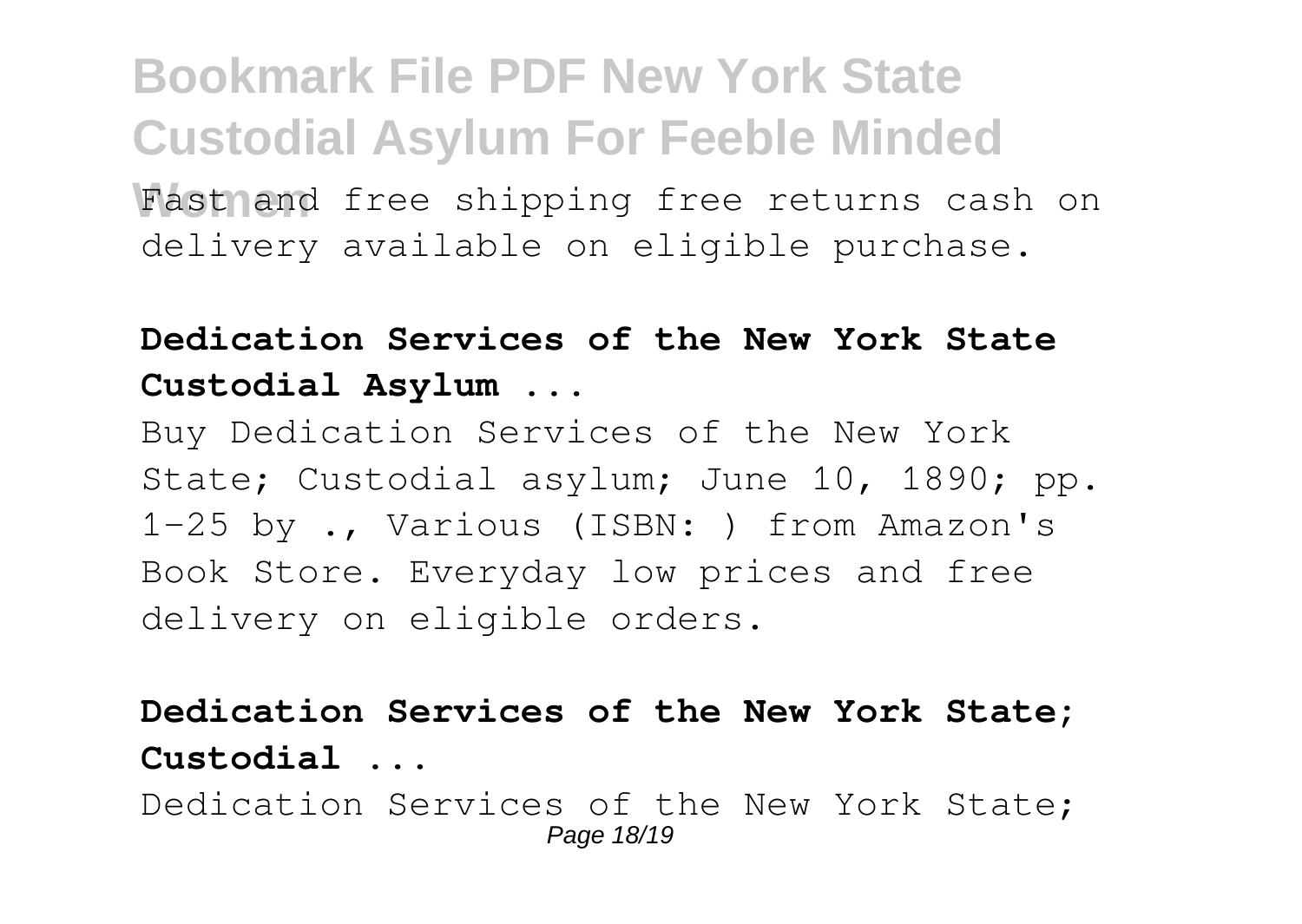Fast and free shipping free returns cash on delivery available on eligible purchase.

**Dedication Services of the New York State Custodial Asylum ...**

Buy Dedication Services of the New York State; Custodial asylum; June 10, 1890; pp. 1-25 by ., Various (ISBN: ) from Amazon's Book Store. Everyday low prices and free delivery on eligible orders.

**Dedication Services of the New York State; Custodial ...**

Dedication Services of the New York State;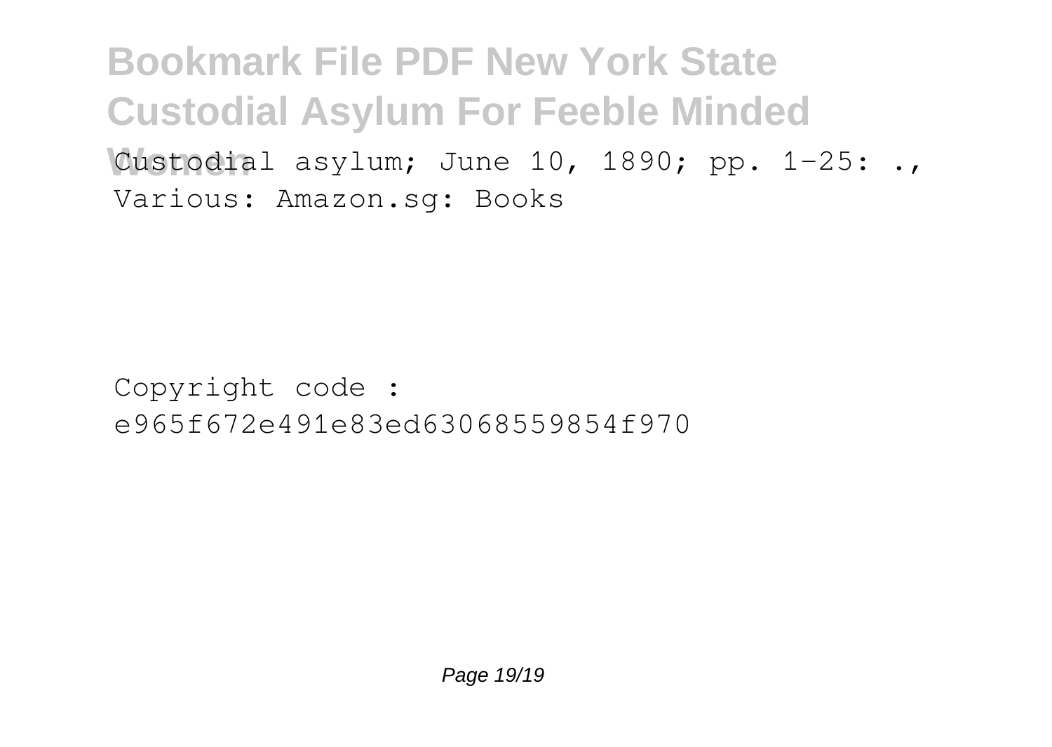Custodial asylum; June 10, 1890; pp. 1-25: ., Various: Amazon.sg: Books

Copyright code : e965f672e491e83ed63068559854f970